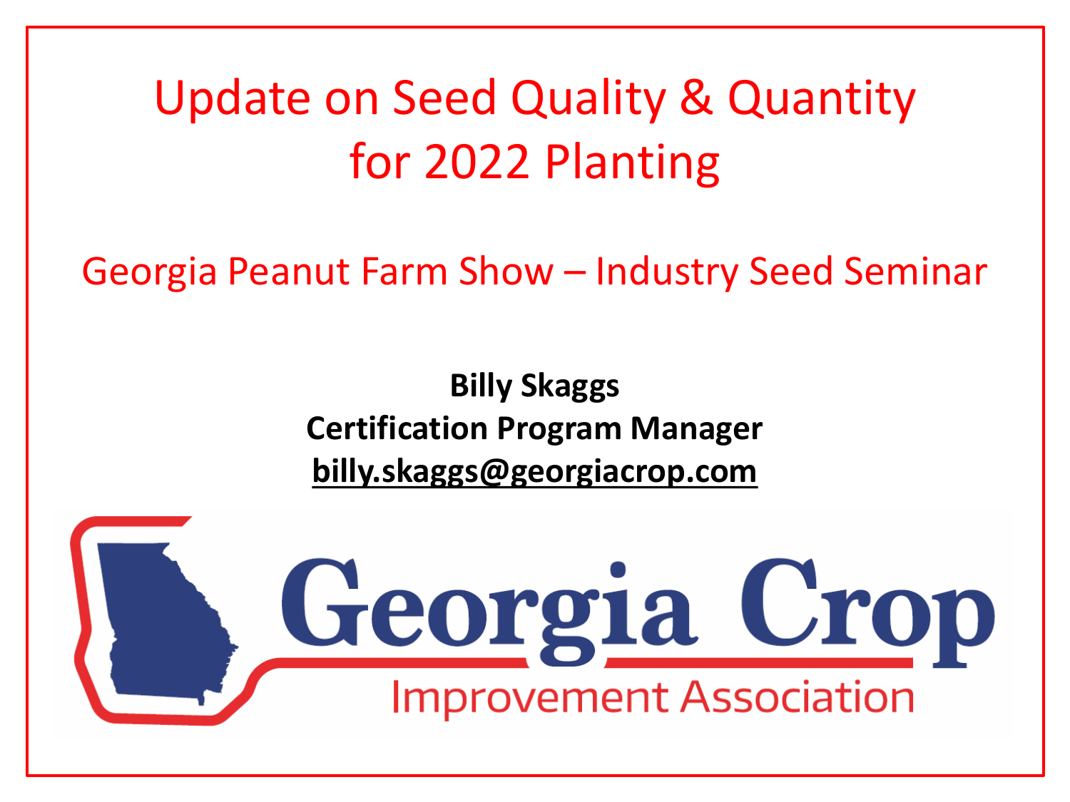# Update on Seed Quality & Quantity for 2022 Planting

## Georgia Peanut Farm Show – Industry Seed Seminar

**Billy Skaggs**
**Certification Program Manager**
**billy.skaggs@georgiacrop.com**

Georgia Crop
Improvement Association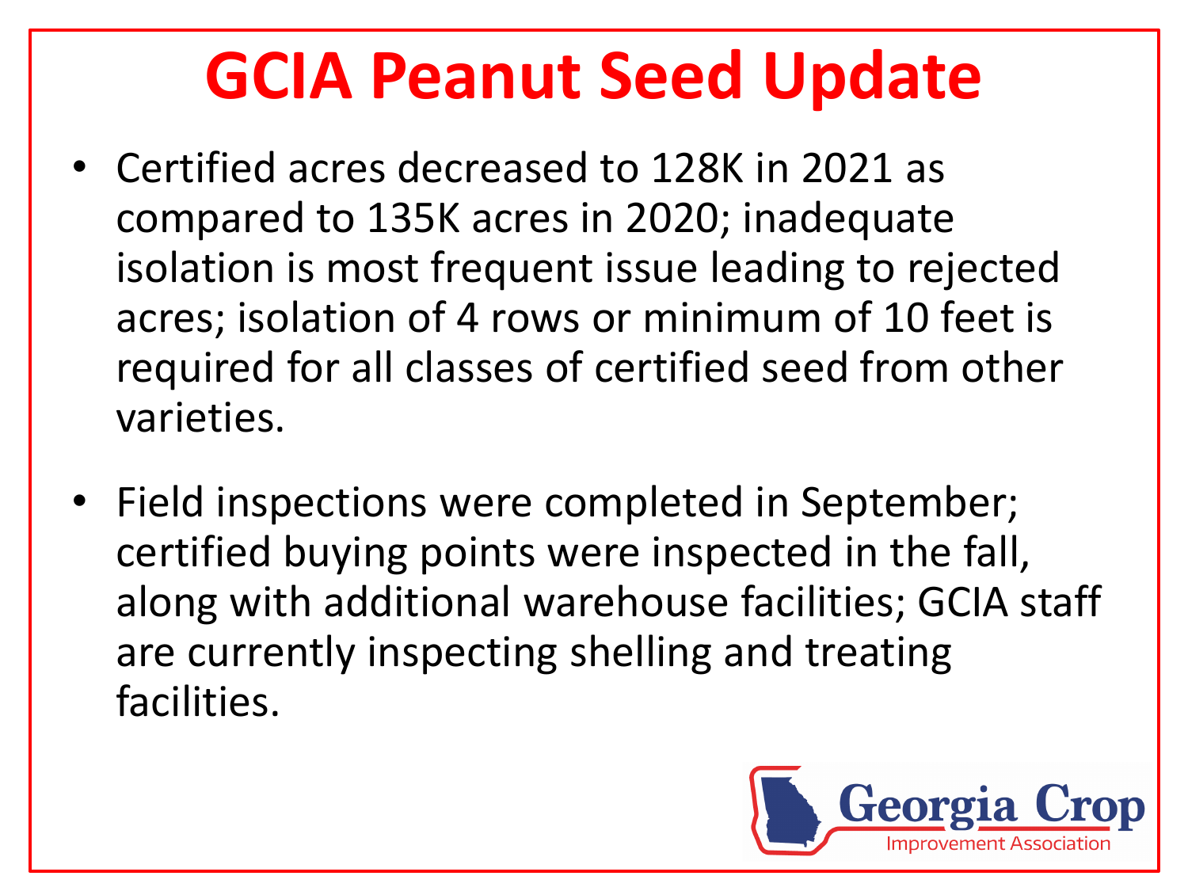# GCIA Peanut Seed Update

- Certified acres decreased to 128K in 2021 as compared to 135K acres in 2020; inadequate isolation is most frequent issue leading to rejected acres; isolation of 4 rows or minimum of 10 feet is required for all classes of certified seed from other varieties.
- Field inspections were completed in September; certified buying points were inspected in the fall, along with additional warehouse facilities; GCIA staff are currently inspecting shelling and treating facilities.

Georgia Crop Improvement Association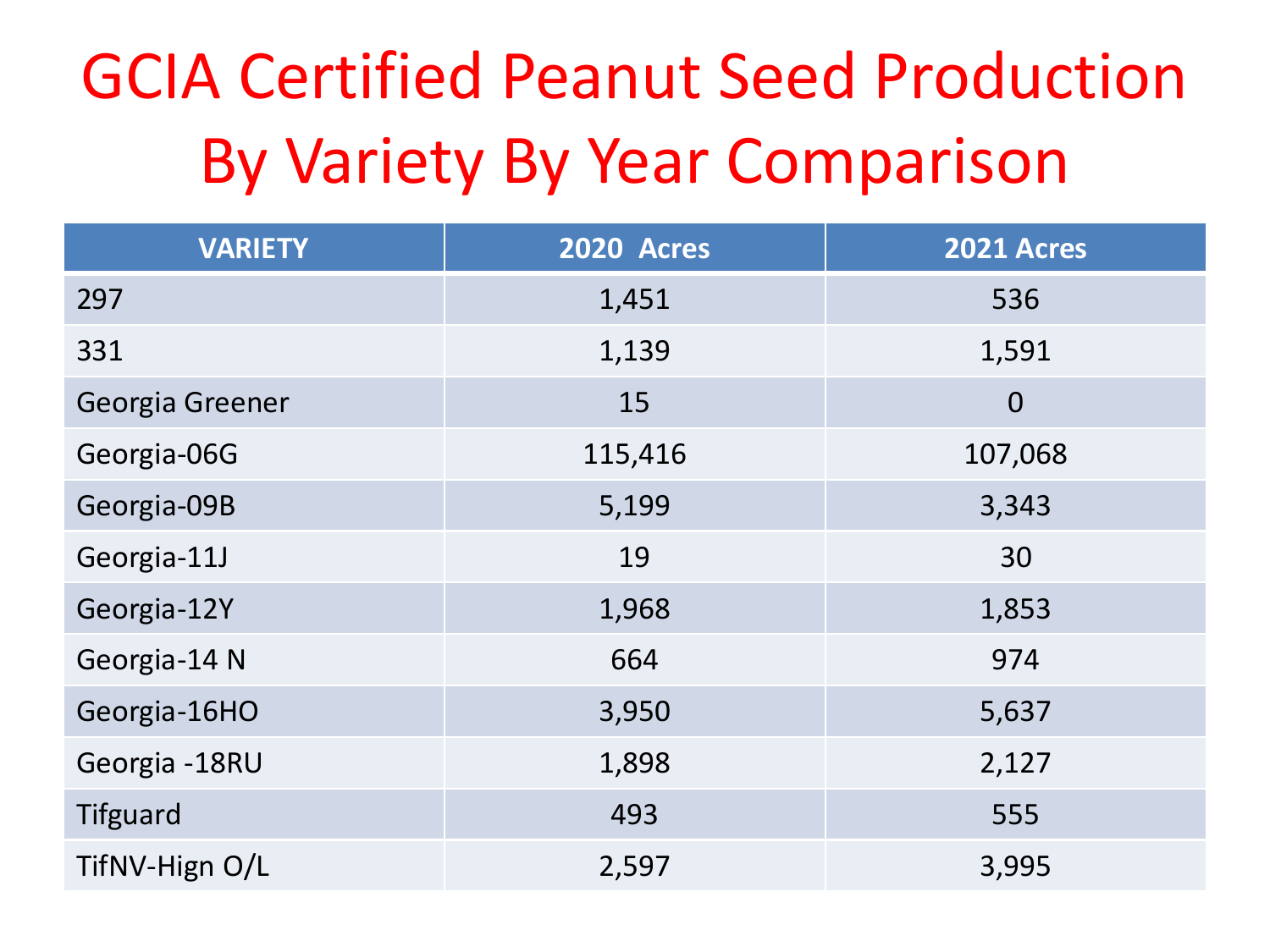# GCIA Certified Peanut Seed Production By Variety By Year Comparison

| VARIETY | 2020 Acres | 2021 Acres |
|---|---|---|
| 297 | 1,451 | 536 |
| 331 | 1,139 | 1,591 |
| Georgia Greener | 15 | 0 |
| Georgia-06G | 115,416 | 107,068 |
| Georgia-09B | 5,199 | 3,343 |
| Georgia-11J | 19 | 30 |
| Georgia-12Y | 1,968 | 1,853 |
| Georgia-14 N | 664 | 974 |
| Georgia-16HO | 3,950 | 5,637 |
| Georgia -18RU | 1,898 | 2,127 |
| Tifguard | 493 | 555 |
| TifNV-Hign O/L | 2,597 | 3,995 |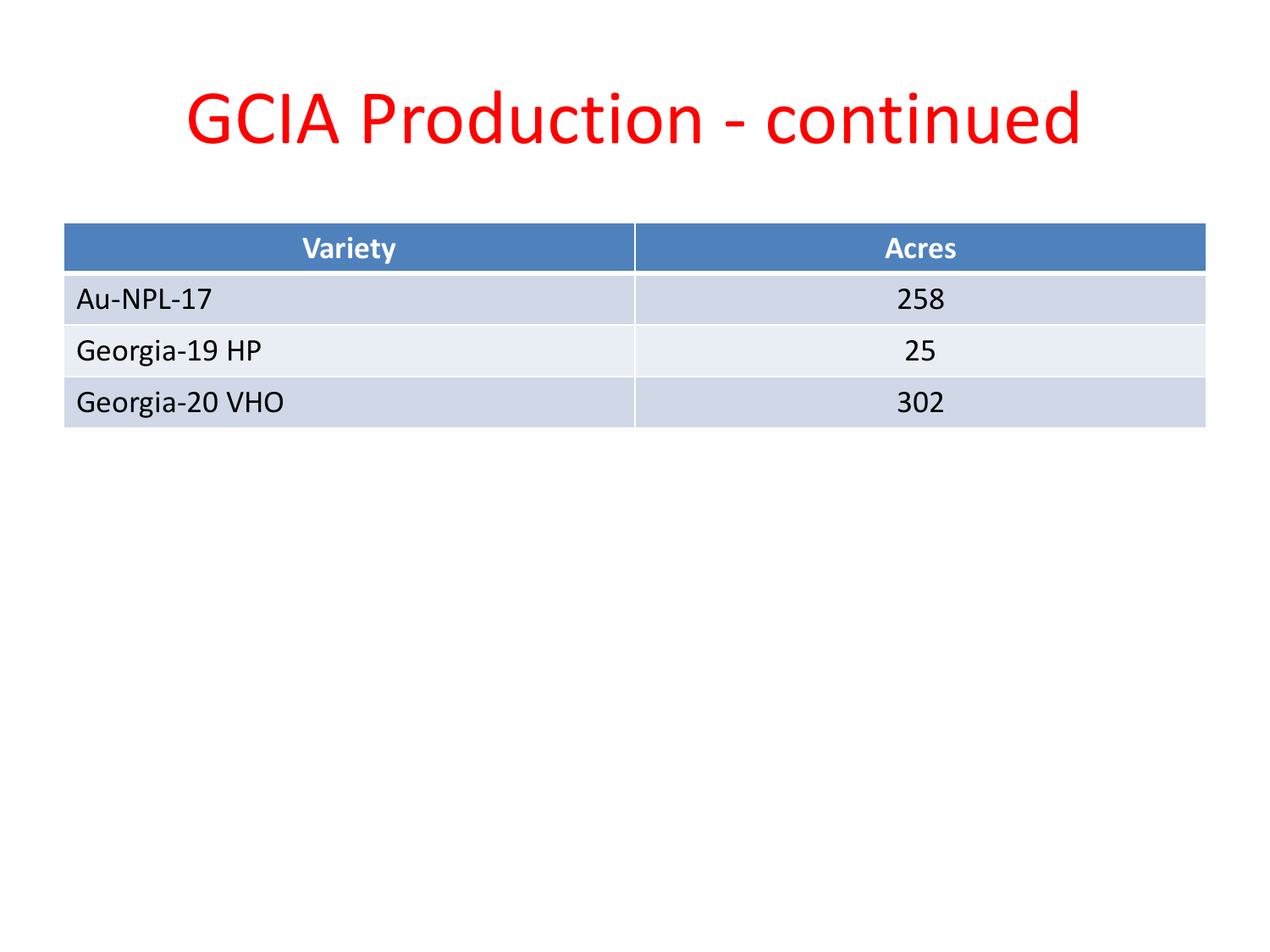# GCIA Production - continued

| Variety | Acres |
|---|---|
| Au-NPL-17 | 258 |
| Georgia-19 HP | 25 |
| Georgia-20 VHO | 302 |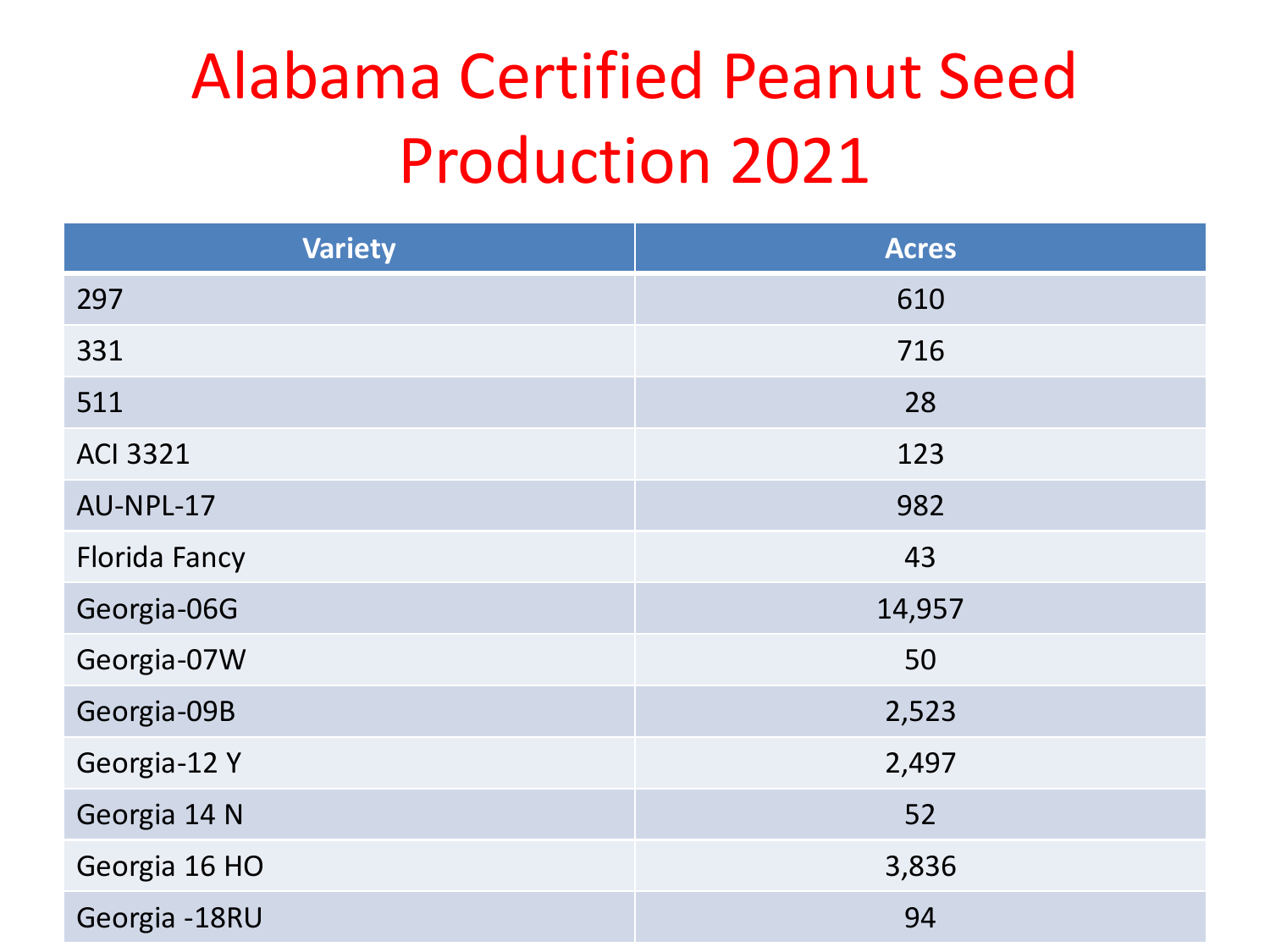# Alabama Certified Peanut Seed Production 2021

| Variety | Acres |
|---|---|
| 297 | 610 |
| 331 | 716 |
| 511 | 28 |
| ACI 3321 | 123 |
| AU-NPL-17 | 982 |
| Florida Fancy | 43 |
| Georgia-06G | 14,957 |
| Georgia-07W | 50 |
| Georgia-09B | 2,523 |
| Georgia-12 Y | 2,497 |
| Georgia 14 N | 52 |
| Georgia 16 HO | 3,836 |
| Georgia -18RU | 94 |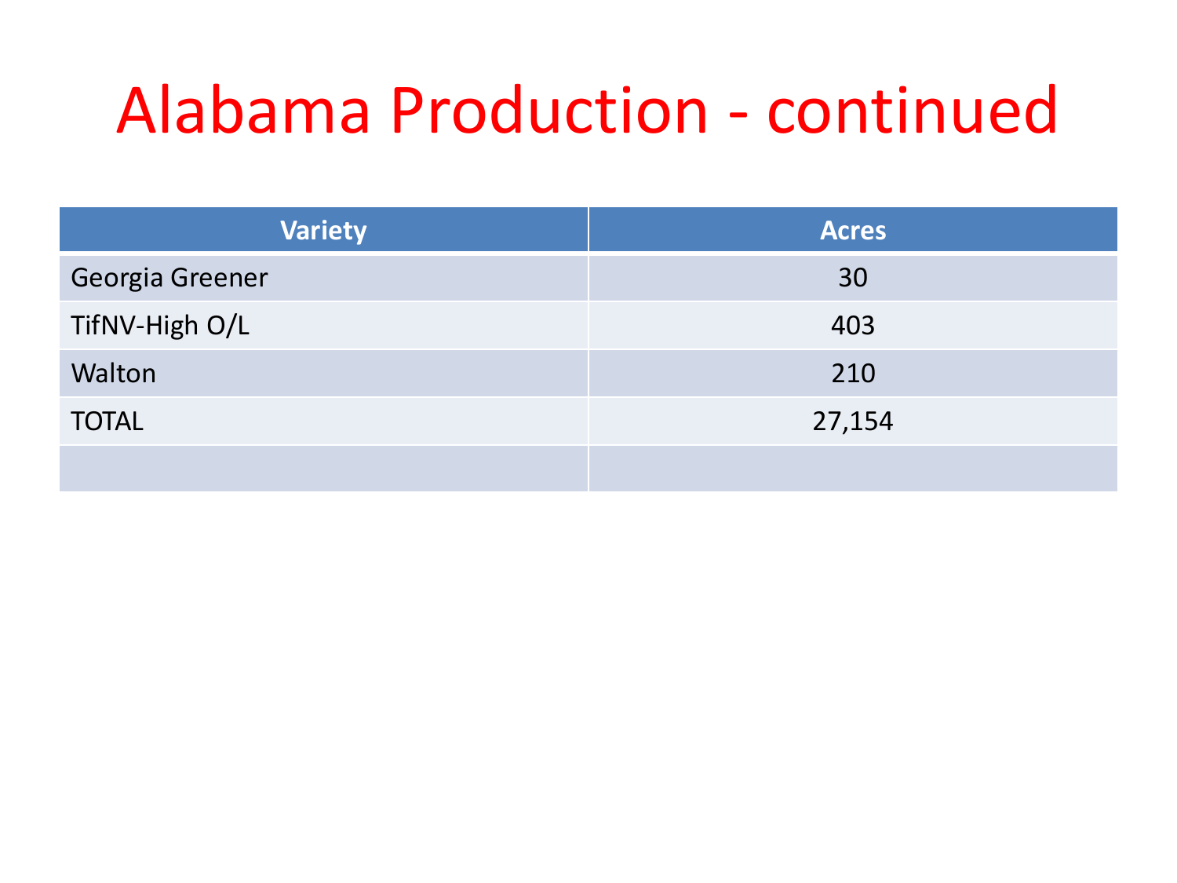# Alabama Production - continued

| Variety | Acres |
|---|---|
| Georgia Greener | 30 |
| TifNV-High O/L | 403 |
| Walton | 210 |
| TOTAL | 27,154 |
| | |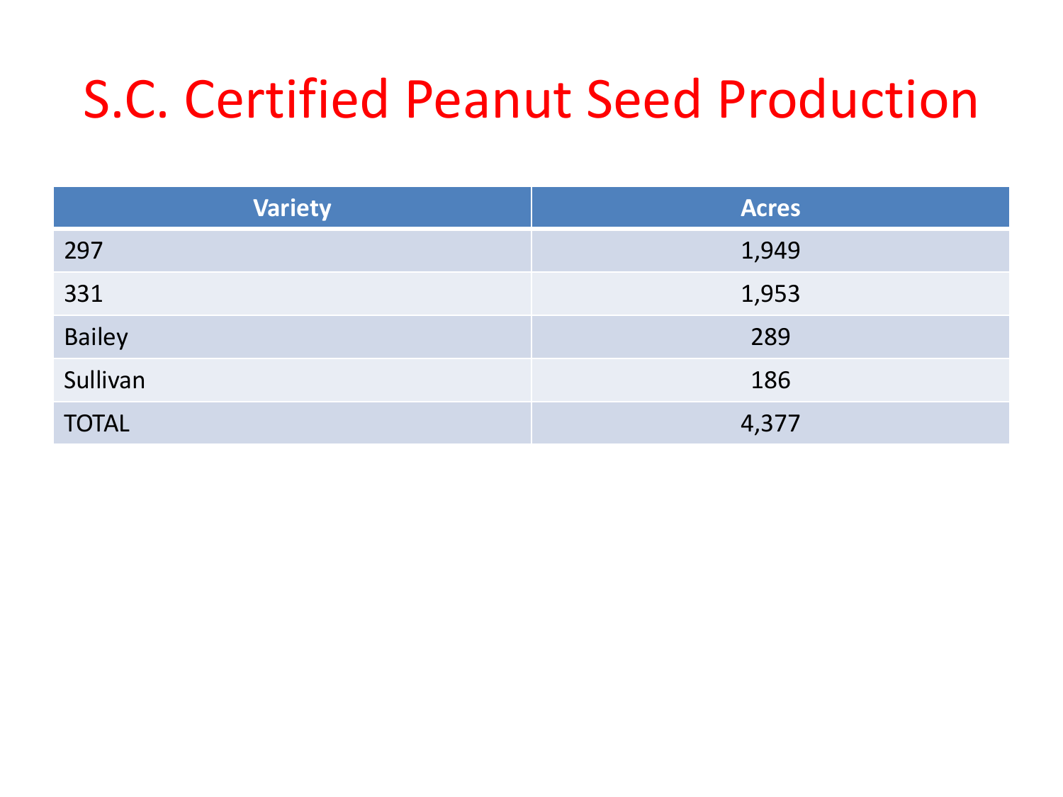# S.C. Certified Peanut Seed Production

| Variety | Acres |
| --- | --- |
| 297 | 1,949 |
| 331 | 1,953 |
| Bailey | 289 |
| Sullivan | 186 |
| TOTAL | 4,377 |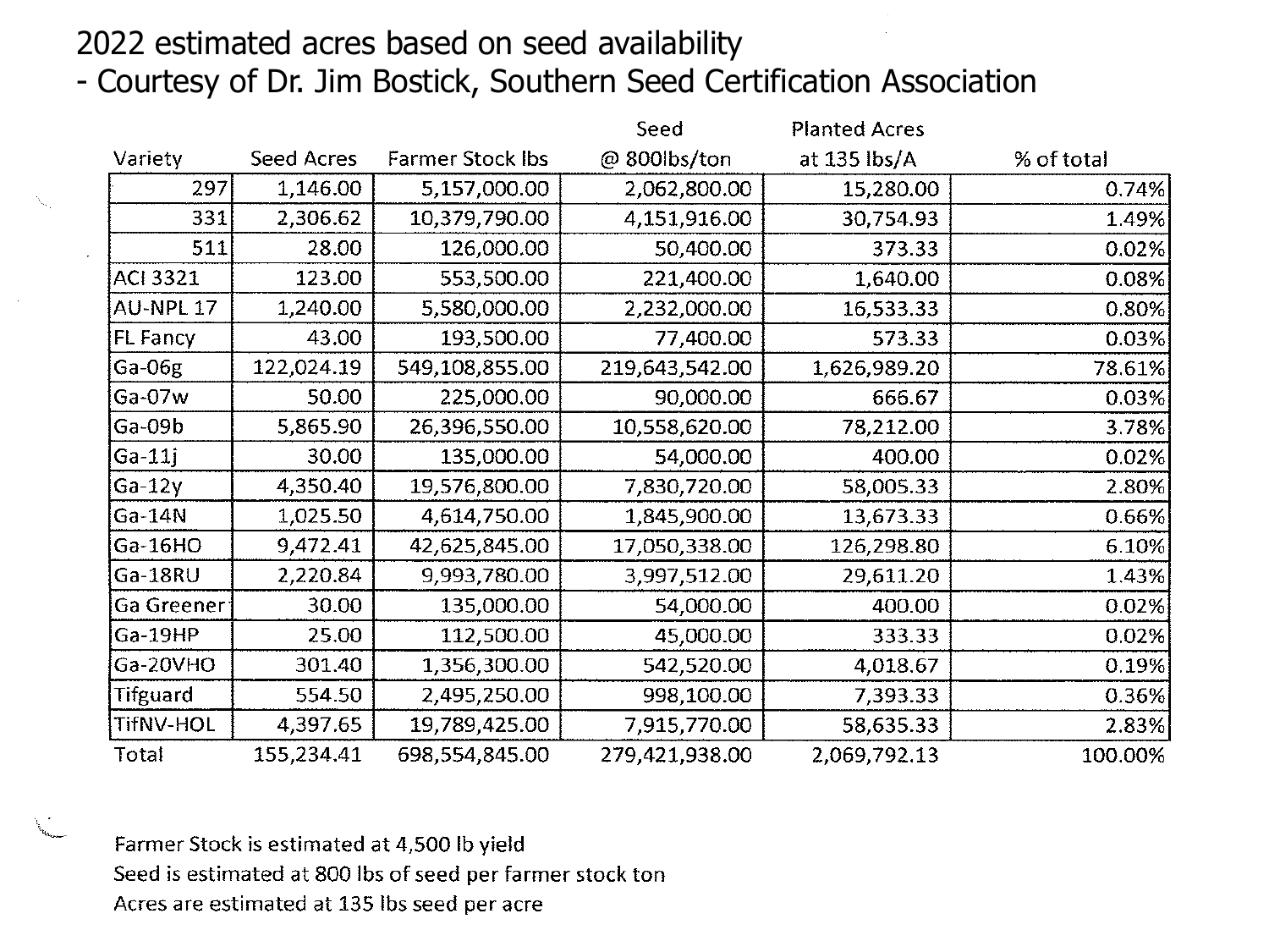# 2022 estimated acres based on seed availability
- Courtesy of Dr. Jim Bostick, Southern Seed Certification Association

| Variety | Seed Acres | Farmer Stock lbs | Seed @ 800lbs/ton | Planted Acres at 135 lbs/A | % of total |
|---|---|---|---|---|---|
| 297 | 1,146.00 | 5,157,000.00 | 2,062,800.00 | 15,280.00 | 0.74% |
| 331 | 2,306.62 | 10,379,790.00 | 4,151,916.00 | 30,754.93 | 1.49% |
| 511 | 28.00 | 126,000.00 | 50,400.00 | 373.33 | 0.02% |
| ACI 3321 | 123.00 | 553,500.00 | 221,400.00 | 1,640.00 | 0.08% |
| AU-NPL 17 | 1,240.00 | 5,580,000.00 | 2,232,000.00 | 16,533.33 | 0.80% |
| FL Fancy | 43.00 | 193,500.00 | 77,400.00 | 573.33 | 0.03% |
| Ga-06g | 122,024.19 | 549,108,855.00 | 219,643,542.00 | 1,626,989.20 | 78.61% |
| Ga-07w | 50.00 | 225,000.00 | 90,000.00 | 666.67 | 0.03% |
| Ga-09b | 5,865.90 | 26,396,550.00 | 10,558,620.00 | 78,212.00 | 3.78% |
| Ga-11j | 30.00 | 135,000.00 | 54,000.00 | 400.00 | 0.02% |
| Ga-12y | 4,350.40 | 19,576,800.00 | 7,830,720.00 | 58,005.33 | 2.80% |
| Ga-14N | 1,025.50 | 4,614,750.00 | 1,845,900.00 | 13,673.33 | 0.66% |
| Ga-16HO | 9,472.41 | 42,625,845.00 | 17,050,338.00 | 126,298.80 | 6.10% |
| Ga-18RU | 2,220.84 | 9,993,780.00 | 3,997,512.00 | 29,611.20 | 1.43% |
| Ga Greener | 30.00 | 135,000.00 | 54,000.00 | 400.00 | 0.02% |
| Ga-19HP | 25.00 | 112,500.00 | 45,000.00 | 333.33 | 0.02% |
| Ga-20VHO | 301.40 | 1,356,300.00 | 542,520.00 | 4,018.67 | 0.19% |
| Tifguard | 554.50 | 2,495,250.00 | 998,100.00 | 7,393.33 | 0.36% |
| TifNV-HOL | 4,397.65 | 19,789,425.00 | 7,915,770.00 | 58,635.33 | 2.83% |
| Total | 155,234.41 | 698,554,845.00 | 279,421,938.00 | 2,069,792.13 | 100.00% |

Farmer Stock is estimated at 4,500 lb yield

Seed is estimated at 800 lbs of seed per farmer stock ton

Acres are estimated at 135 lbs seed per acre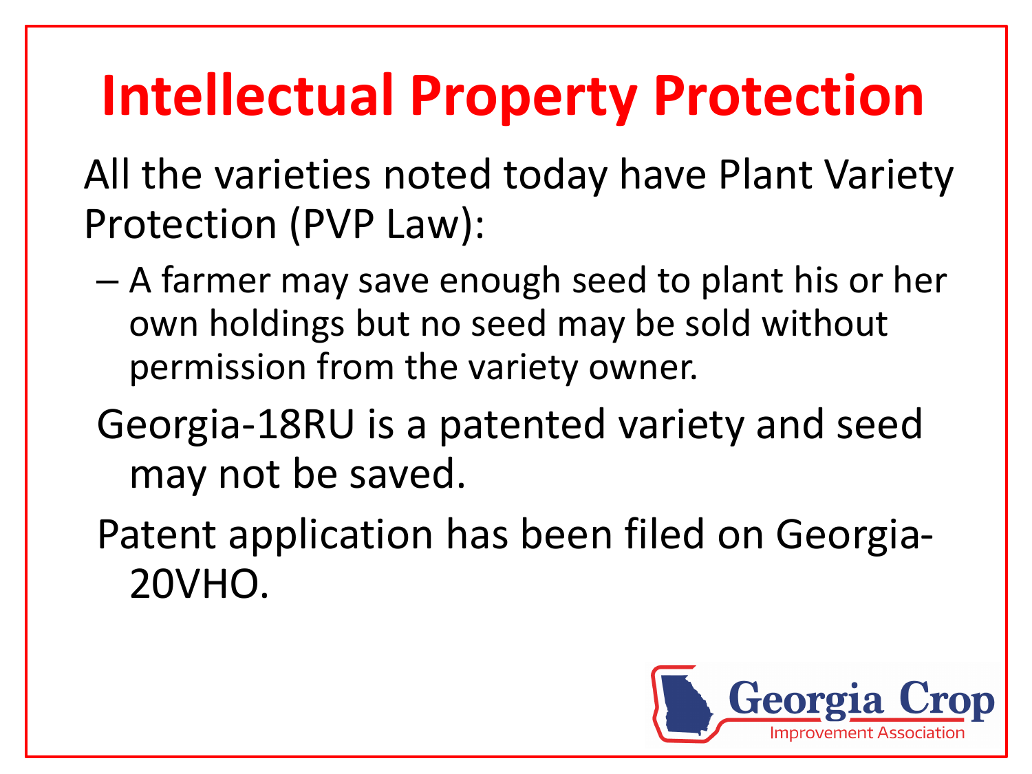# Intellectual Property Protection

All the varieties noted today have Plant Variety Protection (PVP Law):

- A farmer may save enough seed to plant his or her own holdings but no seed may be sold without permission from the variety owner.

Georgia-18RU is a patented variety and seed may not be saved.

Patent application has been filed on Georgia-20VHO.

Georgia Crop Improvement Association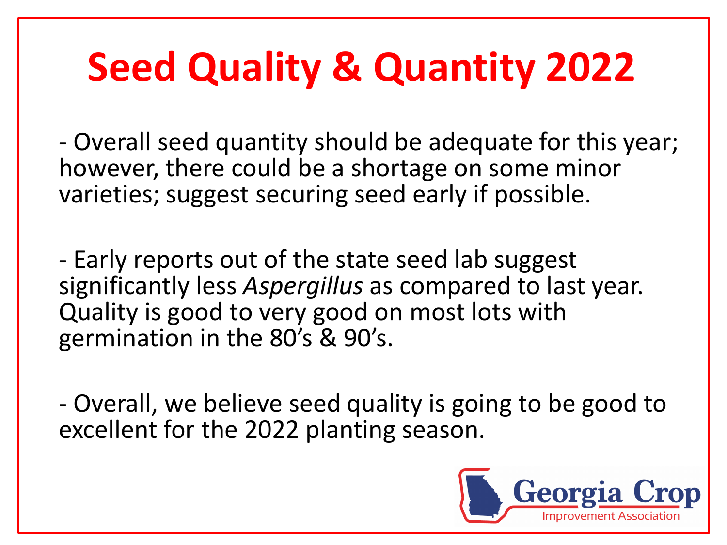# Seed Quality & Quantity 2022

- Overall seed quantity should be adequate for this year; however, there could be a shortage on some minor varieties; suggest securing seed early if possible.

- Early reports out of the state seed lab suggest significantly less *Aspergillus* as compared to last year. Quality is good to very good on most lots with germination in the 80's & 90's.

- Overall, we believe seed quality is going to be good to excellent for the 2022 planting season.

Georgia Crop Improvement Association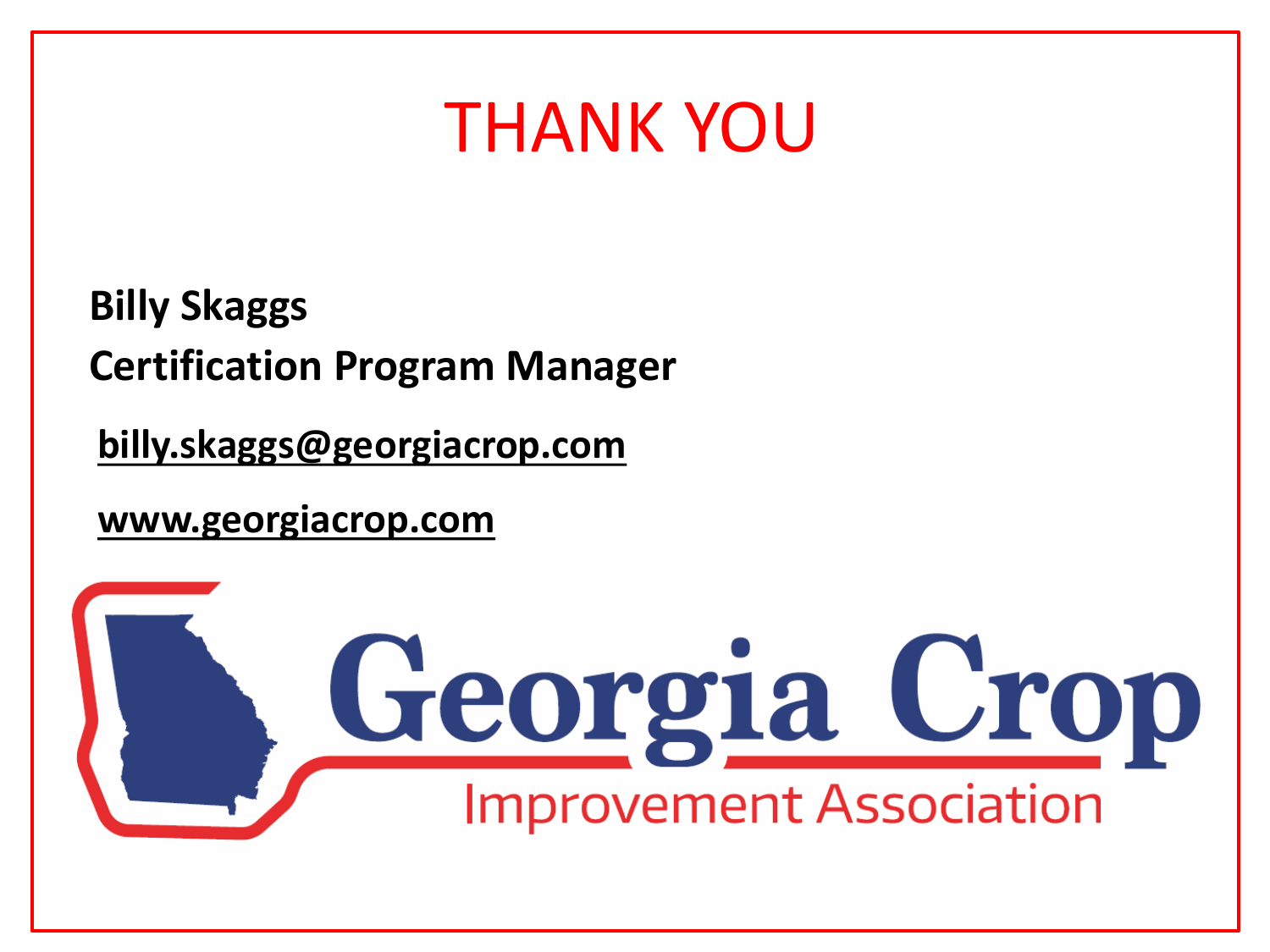# THANK YOU

**Billy Skaggs**

**Certification Program Manager**

**billy.skaggs@georgiacrop.com**

**www.georgiacrop.com**

Georgia Crop

Improvement Association